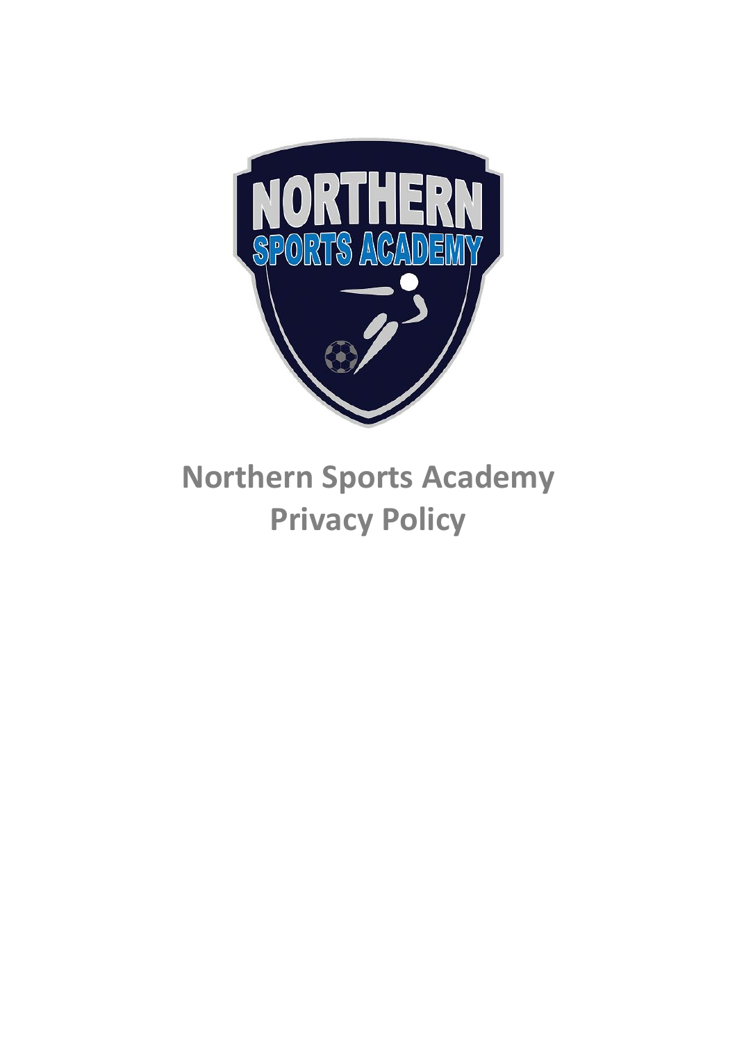# Northern Sports Academy Privacy Policy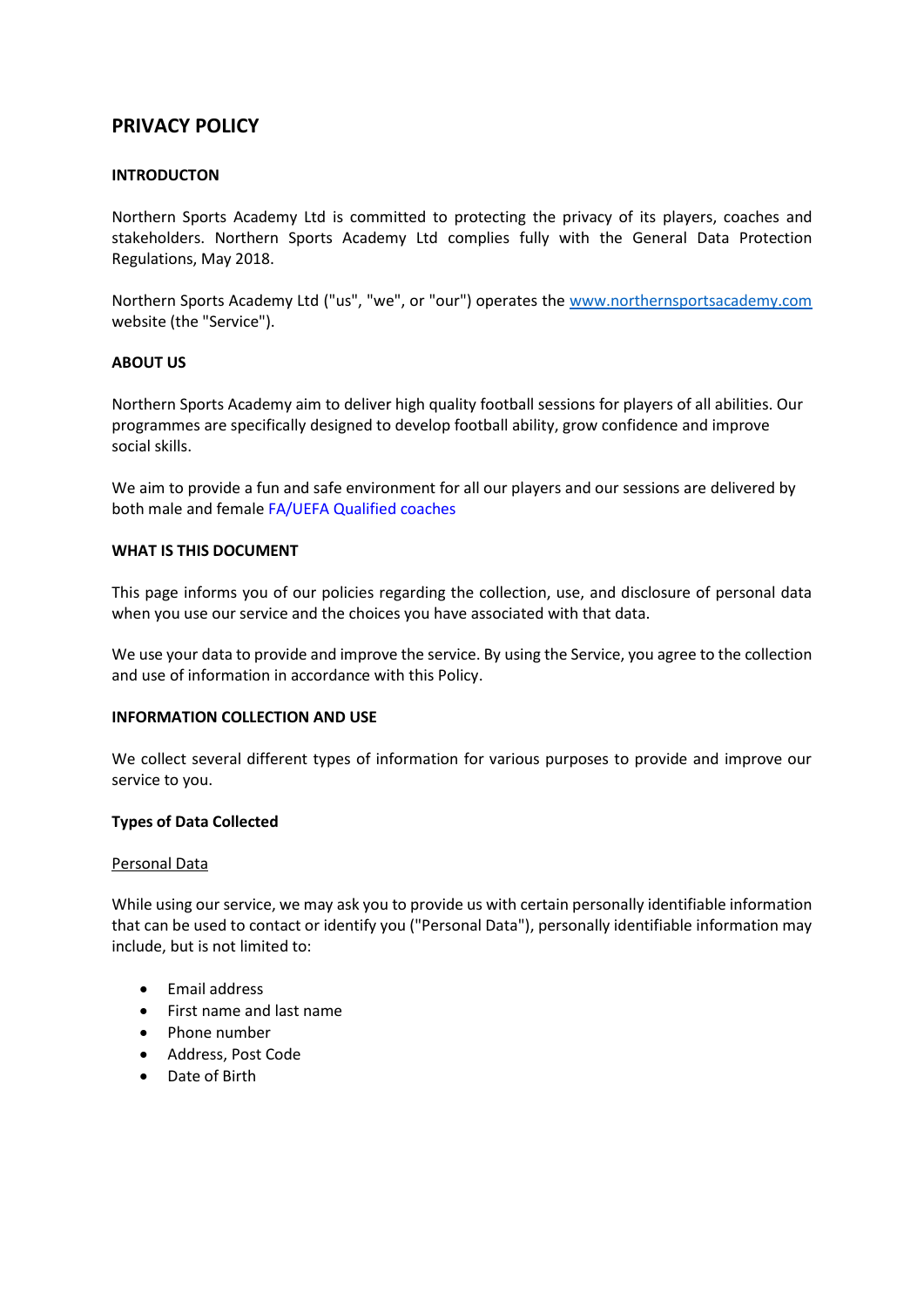# PRIVACY POLICY

## INTRODUCTON

Northern Sports Academy Ltd is committed to protecting the privacy of its players, coaches and stakeholders. Northern Sports Academy Ltd complies fully with the General Data Protection Regulations, May 2018.

Northern Sports Academy Ltd ("us", "we", or "our") operates the [www.northernsportsacademy.com](http://www.northernsportsacademy.com) website (the "Service").

## ABOUT US

Northern Sports Academy aim to deliver high quality football sessions for players of all abilities. Our programmes are specifically designed to develop football ability, grow confidence and improve social skills.

We aim to provide a fun and safe environment for all our players and our sessions are delivered by both male and female FA/UEFA Qualified coaches

## WHAT IS THIS DOCUMENT

This page informs you of our policies regarding the collection, use, and disclosure of personal data when you use our service and the choices you have associated with that data.

We use your data to provide and improve the service. By using the Service, you agree to the collection and use of information in accordance with this Policy.

## INFORMATION COLLECTION AND USE

We collect several different types of information for various purposes to provide and improve our service to you.

### Types of Data Collected

Personal Data

While using our service, we may ask you to provide us with certain personally identifiable information that can be used to contact or identify you ("Personal Data"), personally identifiable information may include, but is not limited to:

- Email address
- First name and last name
- Phone number
- Address, Post Code
- Date of Birth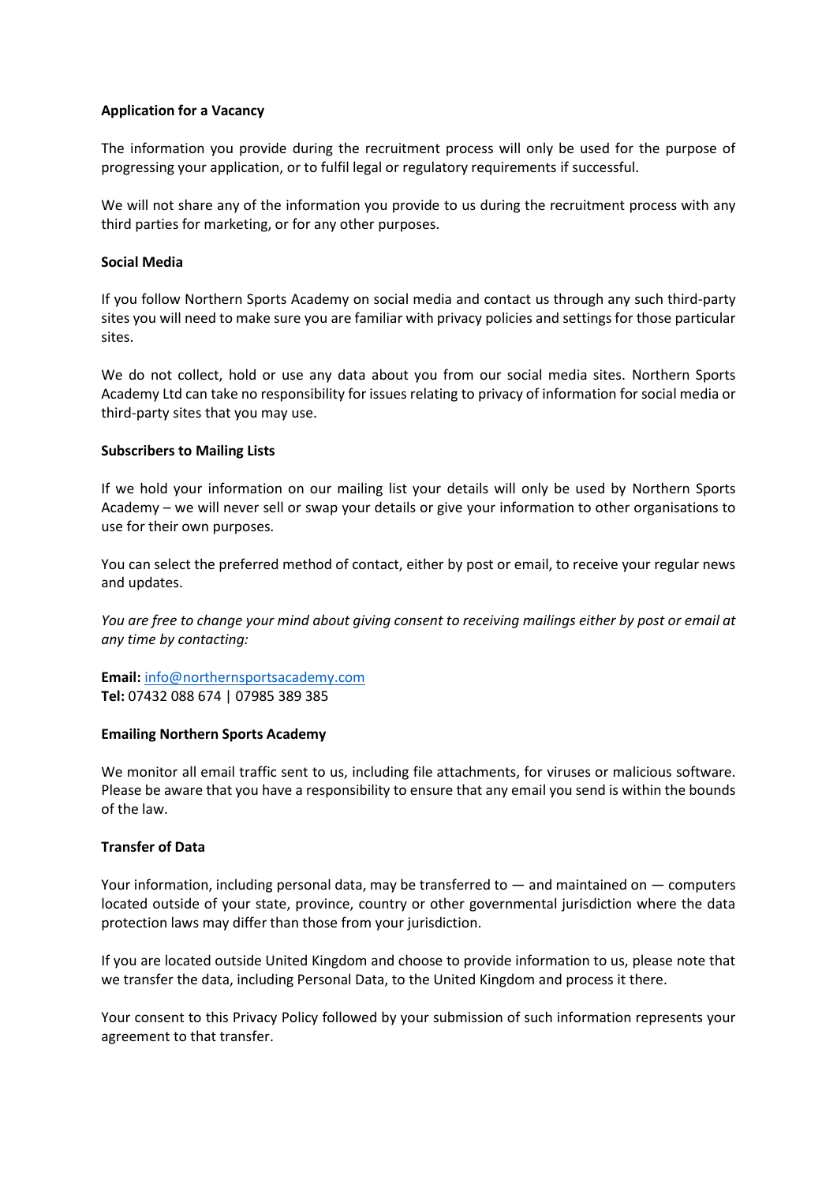**Application for a Vacancy**

The information you provide during the recruitment process will only be used for the purpose of progressing your application, or to fulfil legal or regulatory requirements if successful.

We will not share any of the information you provide to us during the recruitment process with any third parties for marketing, or for any other purposes.

**Social Media**

If you follow Northern Sports Academy on social media and contact us through any such third-party sites you will need to make sure you are familiar with privacy policies and settings for those particular sites.

We do not collect, hold or use any data about you from our social media sites. Northern Sports Academy Ltd can take no responsibility for issues relating to privacy of information for social media or third-party sites that you may use.

**Subscribers to Mailing Lists**

If we hold your information on our mailing list your details will only be used by Northern Sports Academy – we will never sell or swap your details or give your information to other organisations to use for their own purposes.

You can select the preferred method of contact, either by post or email, to receive your regular news and updates.

*You are free to change your mind about giving consent to receiving mailings either by post or email at any time by contacting:*

**Email:** info@northernsportsacademy.com
**Tel:** 07432 088 674 | 07985 389 385

**Emailing Northern Sports Academy**

We monitor all email traffic sent to us, including file attachments, for viruses or malicious software. Please be aware that you have a responsibility to ensure that any email you send is within the bounds of the law.

**Transfer of Data**

Your information, including personal data, may be transferred to — and maintained on — computers located outside of your state, province, country or other governmental jurisdiction where the data protection laws may differ than those from your jurisdiction.

If you are located outside United Kingdom and choose to provide information to us, please note that we transfer the data, including Personal Data, to the United Kingdom and process it there.

Your consent to this Privacy Policy followed by your submission of such information represents your agreement to that transfer.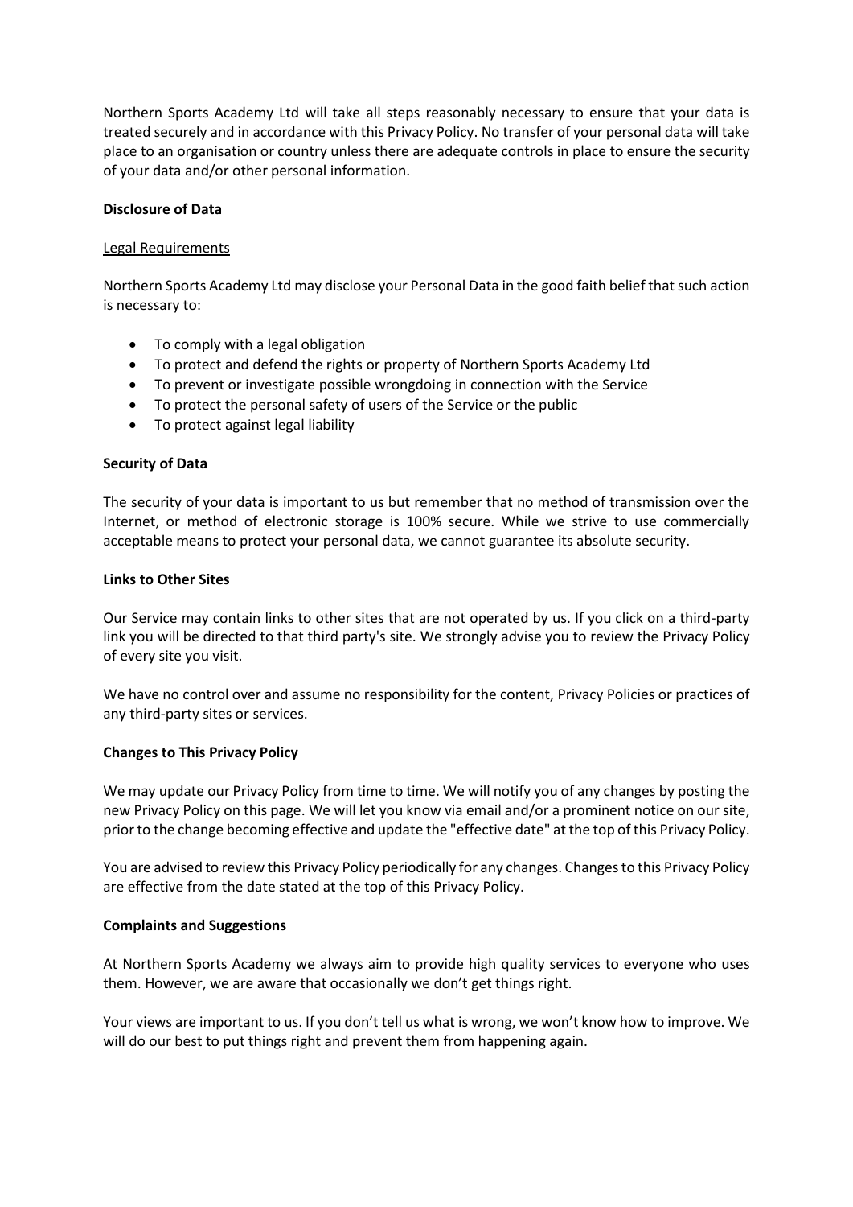Northern Sports Academy Ltd will take all steps reasonably necessary to ensure that your data is treated securely and in accordance with this Privacy Policy. No transfer of your personal data will take place to an organisation or country unless there are adequate controls in place to ensure the security of your data and/or other personal information.

**Disclosure of Data**

Legal Requirements

Northern Sports Academy Ltd may disclose your Personal Data in the good faith belief that such action is necessary to:

- To comply with a legal obligation
- To protect and defend the rights or property of Northern Sports Academy Ltd
- To prevent or investigate possible wrongdoing in connection with the Service
- To protect the personal safety of users of the Service or the public
- To protect against legal liability

**Security of Data**

The security of your data is important to us but remember that no method of transmission over the Internet, or method of electronic storage is 100% secure. While we strive to use commercially acceptable means to protect your personal data, we cannot guarantee its absolute security.

**Links to Other Sites**

Our Service may contain links to other sites that are not operated by us. If you click on a third-party link you will be directed to that third party's site. We strongly advise you to review the Privacy Policy of every site you visit.

We have no control over and assume no responsibility for the content, Privacy Policies or practices of any third-party sites or services.

**Changes to This Privacy Policy**

We may update our Privacy Policy from time to time. We will notify you of any changes by posting the new Privacy Policy on this page. We will let you know via email and/or a prominent notice on our site, prior to the change becoming effective and update the "effective date" at the top of this Privacy Policy.

You are advised to review this Privacy Policy periodically for any changes. Changes to this Privacy Policy are effective from the date stated at the top of this Privacy Policy.

**Complaints and Suggestions**

At Northern Sports Academy we always aim to provide high quality services to everyone who uses them. However, we are aware that occasionally we don't get things right.

Your views are important to us. If you don't tell us what is wrong, we won't know how to improve. We will do our best to put things right and prevent them from happening again.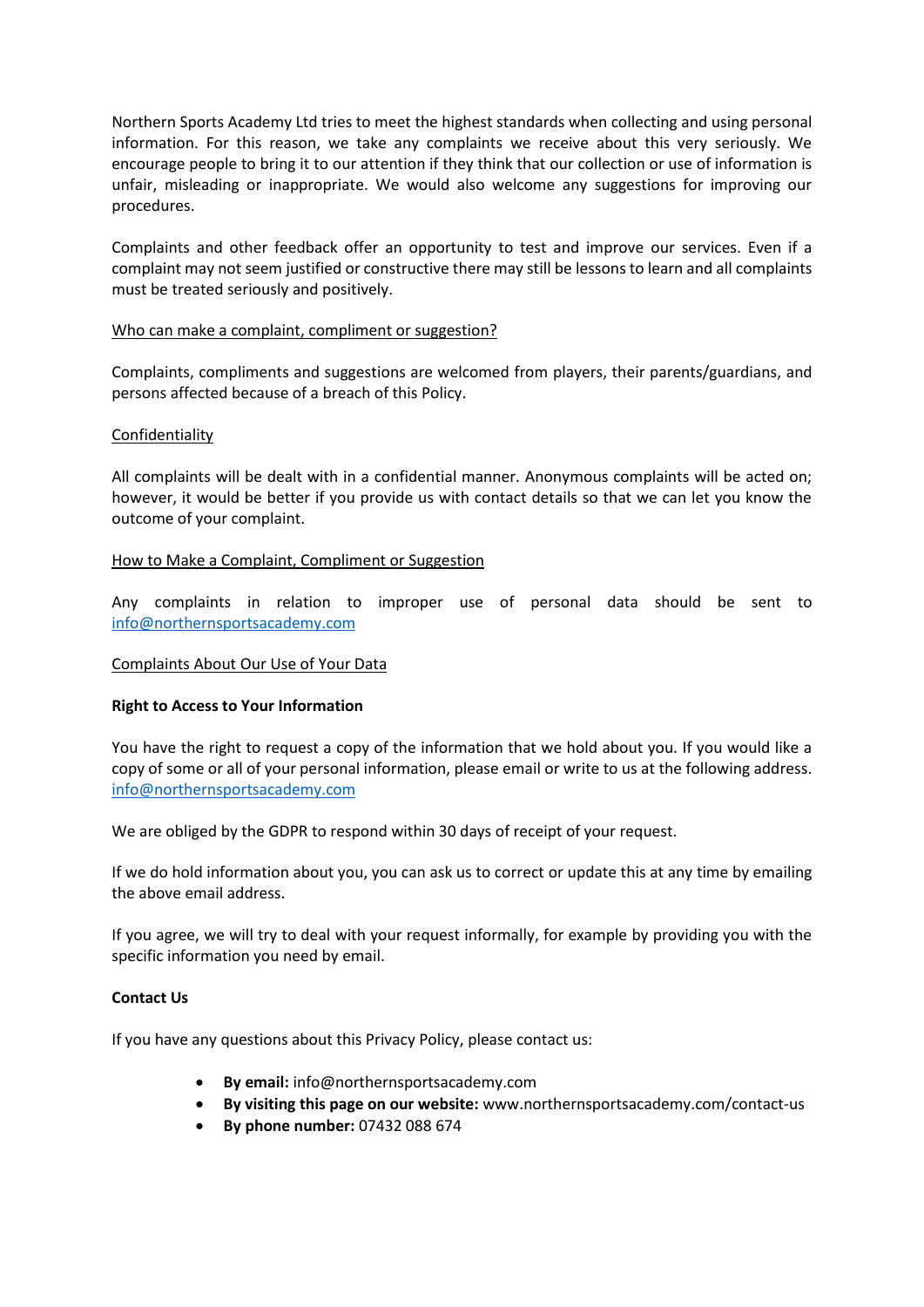Northern Sports Academy Ltd tries to meet the highest standards when collecting and using personal information. For this reason, we take any complaints we receive about this very seriously. We encourage people to bring it to our attention if they think that our collection or use of information is unfair, misleading or inappropriate. We would also welcome any suggestions for improving our procedures.

Complaints and other feedback offer an opportunity to test and improve our services. Even if a complaint may not seem justified or constructive there may still be lessons to learn and all complaints must be treated seriously and positively.

Who can make a complaint, compliment or suggestion?

Complaints, compliments and suggestions are welcomed from players, their parents/guardians, and persons affected because of a breach of this Policy.

Confidentiality

All complaints will be dealt with in a confidential manner. Anonymous complaints will be acted on; however, it would be better if you provide us with contact details so that we can let you know the outcome of your complaint.

How to Make a Complaint, Compliment or Suggestion

Any complaints in relation to improper use of personal data should be sent to info@northernsportsacademy.com

Complaints About Our Use of Your Data

**Right to Access to Your Information**

You have the right to request a copy of the information that we hold about you. If you would like a copy of some or all of your personal information, please email or write to us at the following address. info@northernsportsacademy.com

We are obliged by the GDPR to respond within 30 days of receipt of your request.

If we do hold information about you, you can ask us to correct or update this at any time by emailing the above email address.

If you agree, we will try to deal with your request informally, for example by providing you with the specific information you need by email.

**Contact Us**

If you have any questions about this Privacy Policy, please contact us:

- **By email:** info@northernsportsacademy.com
- **By visiting this page on our website:** www.northernsportsacademy.com/contact-us
- **By phone number:** 07432 088 674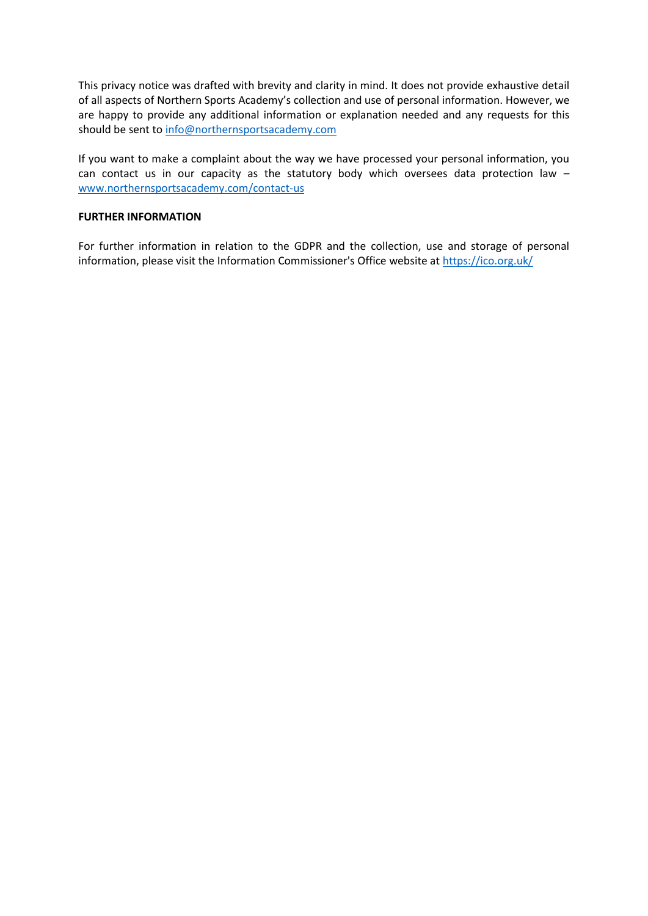This privacy notice was drafted with brevity and clarity in mind. It does not provide exhaustive detail of all aspects of Northern Sports Academy's collection and use of personal information. However, we are happy to provide any additional information or explanation needed and any requests for this should be sent to info@northernsportsacademy.com

If you want to make a complaint about the way we have processed your personal information, you can contact us in our capacity as the statutory body which oversees data protection law – www.northernsportsacademy.com/contact-us

**FURTHER INFORMATION**

For further information in relation to the GDPR and the collection, use and storage of personal information, please visit the Information Commissioner's Office website at https://ico.org.uk/